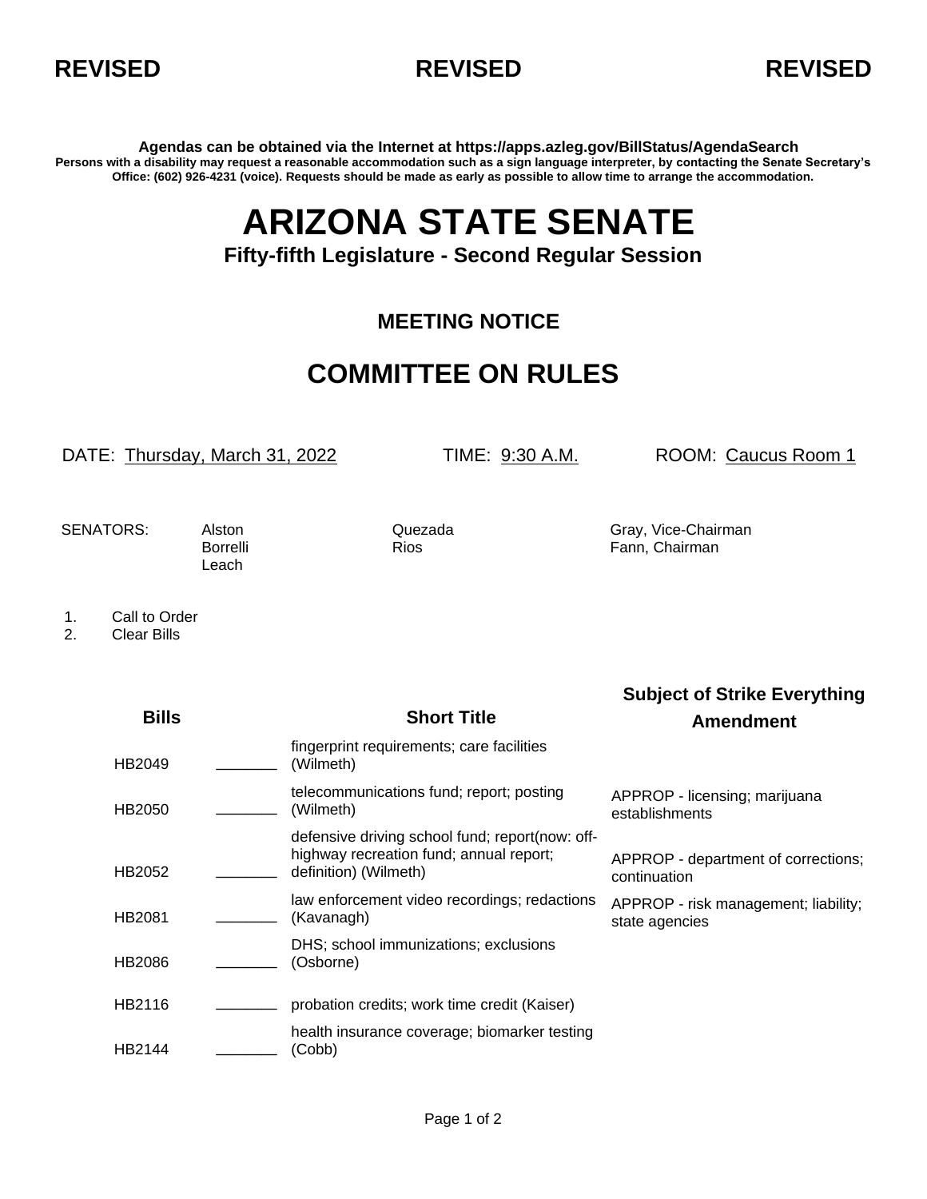**REVISED REVISED REVISED**

**Agendas can be obtained via the Internet at https://apps.azleg.gov/BillStatus/AgendaSearch**
**Persons with a disability may request a reasonable accommodation such as a sign language interpreter, by contacting the Senate Secretary's Office: (602) 926-4231 (voice). Requests should be made as early as possible to allow time to arrange the accommodation.**

# ARIZONA STATE SENATE

### Fifty-fifth Legislature - Second Regular Session

### MEETING NOTICE

## COMMITTEE ON RULES

DATE: Thursday, March 31, 2022 TIME: 9:30 A.M. ROOM: Caucus Room 1

SENATORS: Alston, Borrelli, Leach, Quezada, Rios, Gray, Vice-Chairman, Fann, Chairman

1. Call to Order
2. Clear Bills

| Bills | | Short Title | Subject of Strike Everything Amendment |
|---|---|---|---|
| HB2049 | _______ | fingerprint requirements; care facilities (Wilmeth) | |
| HB2050 | _______ | telecommunications fund; report; posting (Wilmeth) | APPROP - licensing; marijuana establishments |
| HB2052 | _______ | defensive driving school fund; report(now: off-highway recreation fund; annual report; definition) (Wilmeth) | APPROP - department of corrections; continuation |
| HB2081 | _______ | law enforcement video recordings; redactions (Kavanagh) | APPROP - risk management; liability; state agencies |
| HB2086 | _______ | DHS; school immunizations; exclusions (Osborne) | |
| HB2116 | _______ | probation credits; work time credit (Kaiser) | |
| HB2144 | _______ | health insurance coverage; biomarker testing (Cobb) | |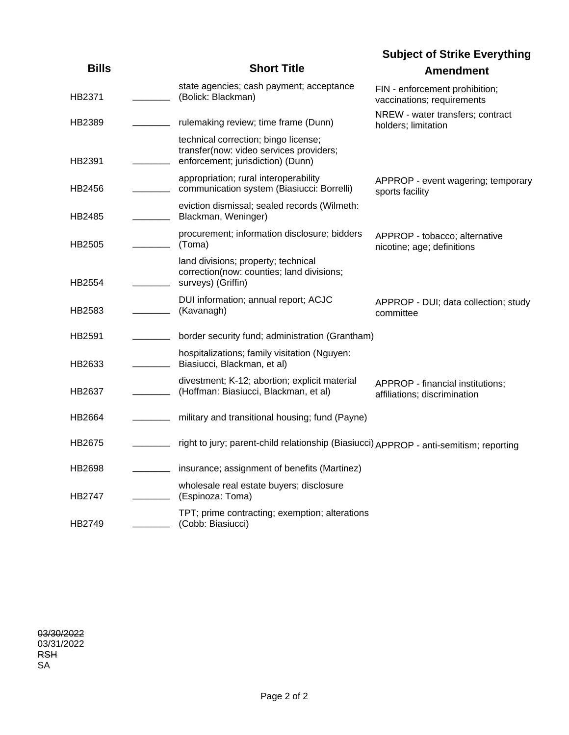| Bills | | Short Title | Subject of Strike Everything Amendment |
|---|---|---|---|
| HB2371 | _______ | state agencies; cash payment; acceptance (Bolick: Blackman) | FIN - enforcement prohibition; vaccinations; requirements |
| HB2389 | _______ | rulemaking review; time frame (Dunn) | NREW - water transfers; contract holders; limitation |
| HB2391 | _______ | technical correction; bingo license; transfer(now: video services providers; enforcement; jurisdiction) (Dunn) | |
| HB2456 | _______ | appropriation; rural interoperability communication system (Biasiucci: Borrelli) | APPROP - event wagering; temporary sports facility |
| HB2485 | _______ | eviction dismissal; sealed records (Wilmeth: Blackman, Weninger) | |
| HB2505 | _______ | procurement; information disclosure; bidders (Toma) | APPROP - tobacco; alternative nicotine; age; definitions |
| HB2554 | _______ | land divisions; property; technical correction(now: counties; land divisions; surveys) (Griffin) | |
| HB2583 | _______ | DUI information; annual report; ACJC (Kavanagh) | APPROP - DUI; data collection; study committee |
| HB2591 | _______ | border security fund; administration (Grantham) | |
| HB2633 | _______ | hospitalizations; family visitation (Nguyen: Biasiucci, Blackman, et al) | |
| HB2637 | _______ | divestment; K-12; abortion; explicit material (Hoffman: Biasiucci, Blackman, et al) | APPROP - financial institutions; affiliations; discrimination |
| HB2664 | _______ | military and transitional housing; fund (Payne) | |
| HB2675 | _______ | right to jury; parent-child relationship (Biasiucci) | APPROP - anti-semitism; reporting |
| HB2698 | _______ | insurance; assignment of benefits (Martinez) | |
| HB2747 | _______ | wholesale real estate buyers; disclosure (Espinoza: Toma) | |
| HB2749 | _______ | TPT; prime contracting; exemption; alterations (Cobb: Biasiucci) | |

~~03/30/2022~~
03/31/2022
~~RSH~~
SA